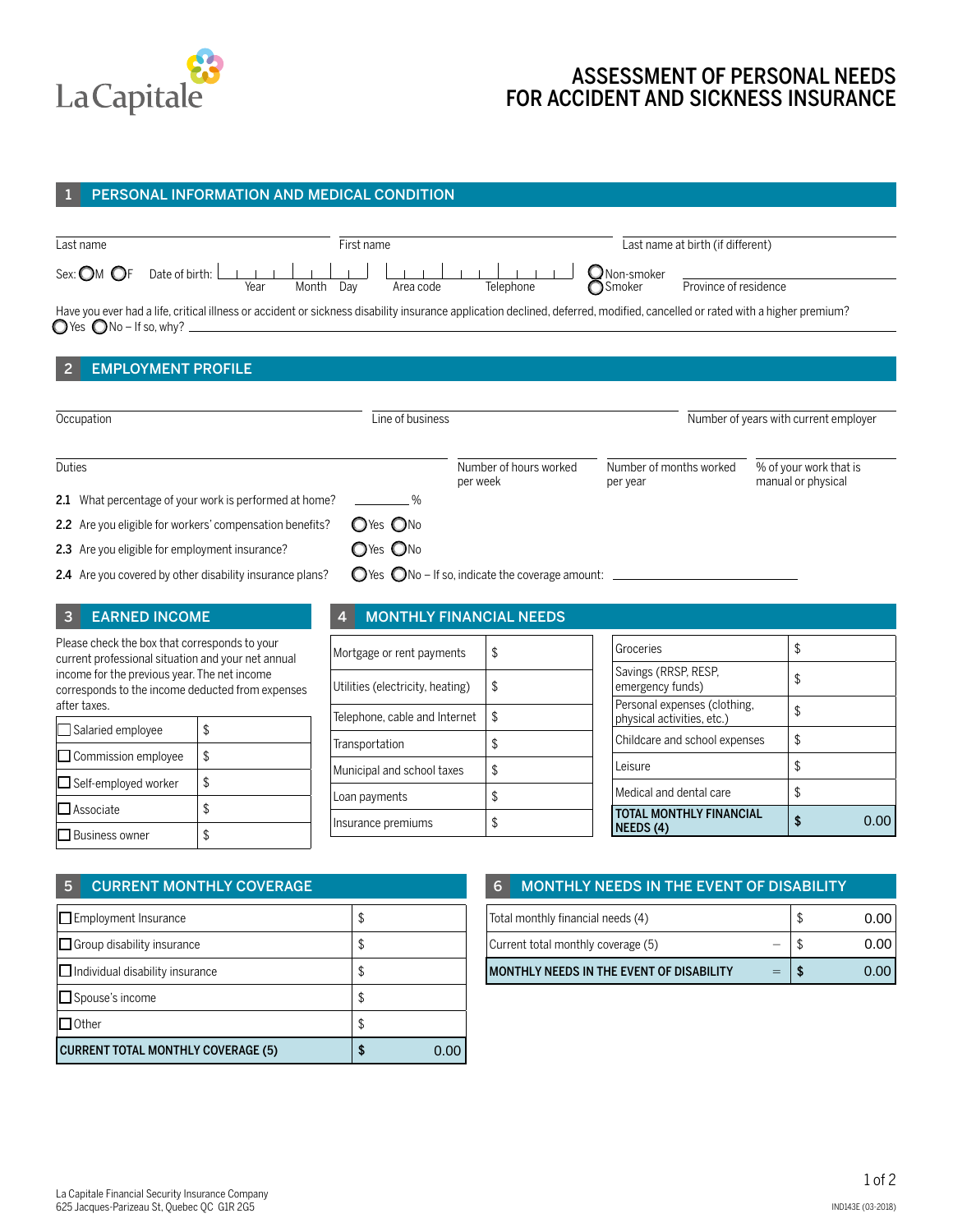La Capitale

# ASSESSMENT OF PERSONAL NEEDS FOR ACCIDENT AND SICKNESS INSURANCE

## 1 PERSONAL INFORMATION AND MEDICAL CONDITION

Last name ______ First name ______ Last name at birth (if different) ______

Sex: ◯ M ◯ F Date of birth: Year Month Day ______ Area code Telephone ______ ◯ Non-smoker ◯ Smoker Province of residence ______

Have you ever had a life, critical illness or accident or sickness disability insurance application declined, deferred, modified, cancelled or rated with a higher premium?
◯ Yes ◯ No – If so, why? ______

## 2 EMPLOYMENT PROFILE

Occupation ______ Line of business ______ Number of years with current employer ______

Duties ______ Number of hours worked per week ______ Number of months worked per year ______ % of your work that is manual or physical ______

**2.1** What percentage of your work is performed at home? ______ %

**2.2** Are you eligible for workers' compensation benefits? ◯ Yes ◯ No

**2.3** Are you eligible for employment insurance? ◯ Yes ◯ No

**2.4** Are you covered by other disability insurance plans? ◯ Yes ◯ No – If so, indicate the coverage amount: ______

## 3 EARNED INCOME

Please check the box that corresponds to your current professional situation and your net annual income for the previous year. The net income corresponds to the income deducted from expenses after taxes.

| | |
|---|---|
| ☐ Salaried employee | $ |
| ☐ Commission employee | $ |
| ☐ Self-employed worker | $ |
| ☐ Associate | $ |
| ☐ Business owner | $ |

## 4 MONTHLY FINANCIAL NEEDS

| | | | |
|---|---|---|---|
| Mortgage or rent payments | $ | Groceries | $ |
| Utilities (electricity, heating) | $ | Savings (RRSP, RESP, emergency funds) | $ |
| Telephone, cable and Internet | $ | Personal expenses (clothing, physical activities, etc.) | $ |
| Transportation | $ | Childcare and school expenses | $ |
| Municipal and school taxes | $ | Leisure | $ |
| Loan payments | $ | Medical and dental care | $ |
| Insurance premiums | $ | **TOTAL MONTHLY FINANCIAL NEEDS (4)** | **$** 0.00 |

## 5 CURRENT MONTHLY COVERAGE

| | |
|---|---|
| ☐ Employment Insurance | $ |
| ☐ Group disability insurance | $ |
| ☐ Individual disability insurance | $ |
| ☐ Spouse's income | $ |
| ☐ Other | $ |
| **CURRENT TOTAL MONTHLY COVERAGE (5)** | **$** 0.00 |

## 6 MONTHLY NEEDS IN THE EVENT OF DISABILITY

| | | |
|---|---|---|
| Total monthly financial needs (4) | | $ 0.00 |
| Current total monthly coverage (5) | – | $ 0.00 |
| **MONTHLY NEEDS IN THE EVENT OF DISABILITY** | = | **$** 0.00 |

La Capitale Financial Security Insurance Company
625 Jacques-Parizeau St, Quebec QC G1R 2G5

IND143E (03-2018)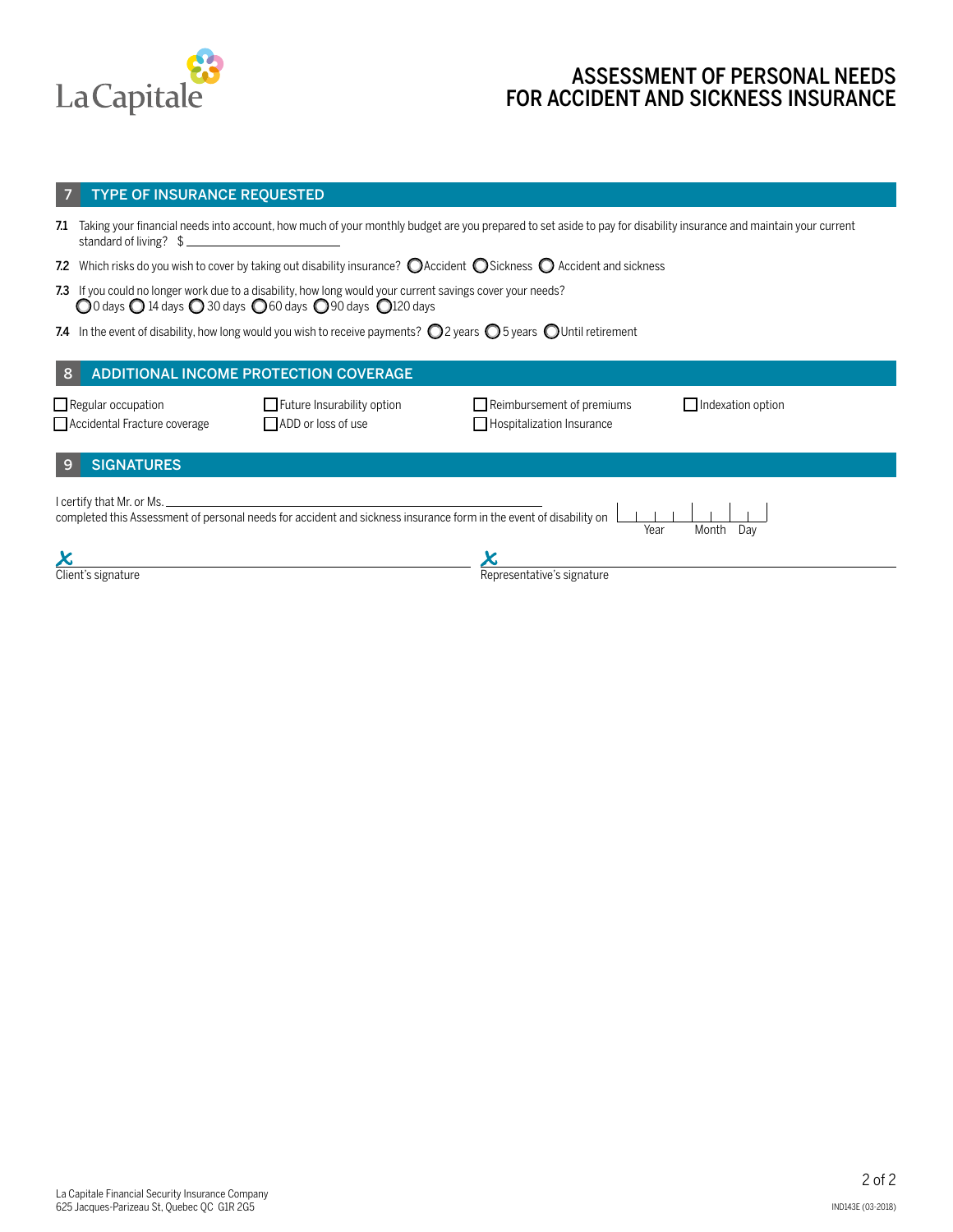# ASSESSMENT OF PERSONAL NEEDS FOR ACCIDENT AND SICKNESS INSURANCE

## 7 TYPE OF INSURANCE REQUESTED

**7.1** Taking your financial needs into account, how much of your monthly budget are you prepared to set aside to pay for disability insurance and maintain your current standard of living? $ ____________________

**7.2** Which risks do you wish to cover by taking out disability insurance? ◯ Accident ◯ Sickness ◯ Accident and sickness

**7.3** If you could no longer work due to a disability, how long would your current savings cover your needs?
◯ 0 days ◯ 14 days ◯ 30 days ◯ 60 days ◯ 90 days ◯ 120 days

**7.4** In the event of disability, how long would you wish to receive payments? ◯ 2 years ◯ 5 years ◯ Until retirement

## 8 ADDITIONAL INCOME PROTECTION COVERAGE

- ☐ Regular occupation
- ☐ Accidental Fracture coverage
- ☐ Future Insurability option
- ☐ ADD or loss of use
- ☐ Reimbursement of premiums
- ☐ Hospitalization Insurance
- ☐ Indexation option

## 9 SIGNATURES

I certify that Mr. or Ms. ________________________________________
completed this Assessment of personal needs for accident and sickness insurance form in the event of disability on ____ Year ____ Month ____ Day

✗ ____________________ Client's signature

✗ ____________________ Representative's signature

La Capitale Financial Security Insurance Company
625 Jacques-Parizeau St, Quebec QC G1R 2G5

IND143E (03-2018)